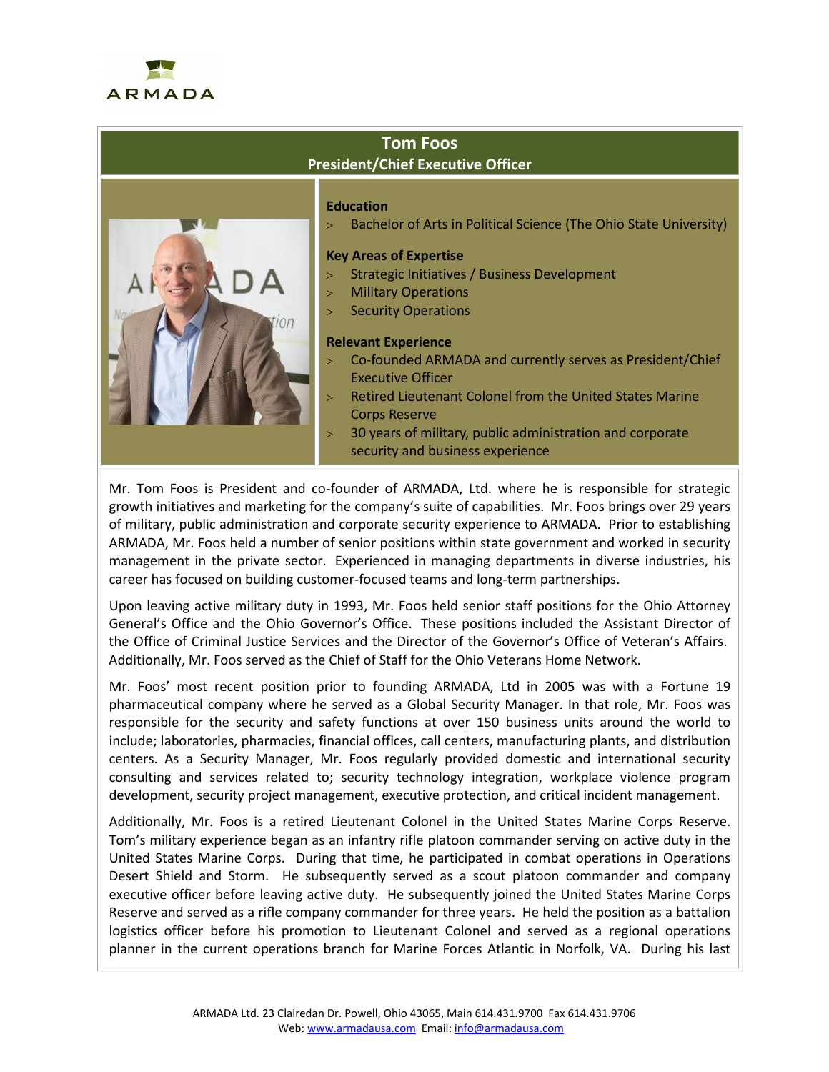ARMADA

# Tom Foos

## President/Chief Executive Officer

**Education**

- Bachelor of Arts in Political Science (The Ohio State University)

**Key Areas of Expertise**

- Strategic Initiatives / Business Development
- Military Operations
- Security Operations

**Relevant Experience**

- Co-founded ARMADA and currently serves as President/Chief Executive Officer
- Retired Lieutenant Colonel from the United States Marine Corps Reserve
- 30 years of military, public administration and corporate security and business experience

Mr. Tom Foos is President and co-founder of ARMADA, Ltd. where he is responsible for strategic growth initiatives and marketing for the company's suite of capabilities. Mr. Foos brings over 29 years of military, public administration and corporate security experience to ARMADA. Prior to establishing ARMADA, Mr. Foos held a number of senior positions within state government and worked in security management in the private sector. Experienced in managing departments in diverse industries, his career has focused on building customer-focused teams and long-term partnerships.

Upon leaving active military duty in 1993, Mr. Foos held senior staff positions for the Ohio Attorney General's Office and the Ohio Governor's Office. These positions included the Assistant Director of the Office of Criminal Justice Services and the Director of the Governor's Office of Veteran's Affairs. Additionally, Mr. Foos served as the Chief of Staff for the Ohio Veterans Home Network.

Mr. Foos' most recent position prior to founding ARMADA, Ltd in 2005 was with a Fortune 19 pharmaceutical company where he served as a Global Security Manager. In that role, Mr. Foos was responsible for the security and safety functions at over 150 business units around the world to include; laboratories, pharmacies, financial offices, call centers, manufacturing plants, and distribution centers. As a Security Manager, Mr. Foos regularly provided domestic and international security consulting and services related to; security technology integration, workplace violence program development, security project management, executive protection, and critical incident management.

Additionally, Mr. Foos is a retired Lieutenant Colonel in the United States Marine Corps Reserve. Tom's military experience began as an infantry rifle platoon commander serving on active duty in the United States Marine Corps. During that time, he participated in combat operations in Operations Desert Shield and Storm. He subsequently served as a scout platoon commander and company executive officer before leaving active duty. He subsequently joined the United States Marine Corps Reserve and served as a rifle company commander for three years. He held the position as a battalion logistics officer before his promotion to Lieutenant Colonel and served as a regional operations planner in the current operations branch for Marine Forces Atlantic in Norfolk, VA. During his last

ARMADA Ltd. 23 Clairedan Dr. Powell, Ohio 43065, Main 614.431.9700 Fax 614.431.9706
Web: www.armadausa.com Email: info@armadausa.com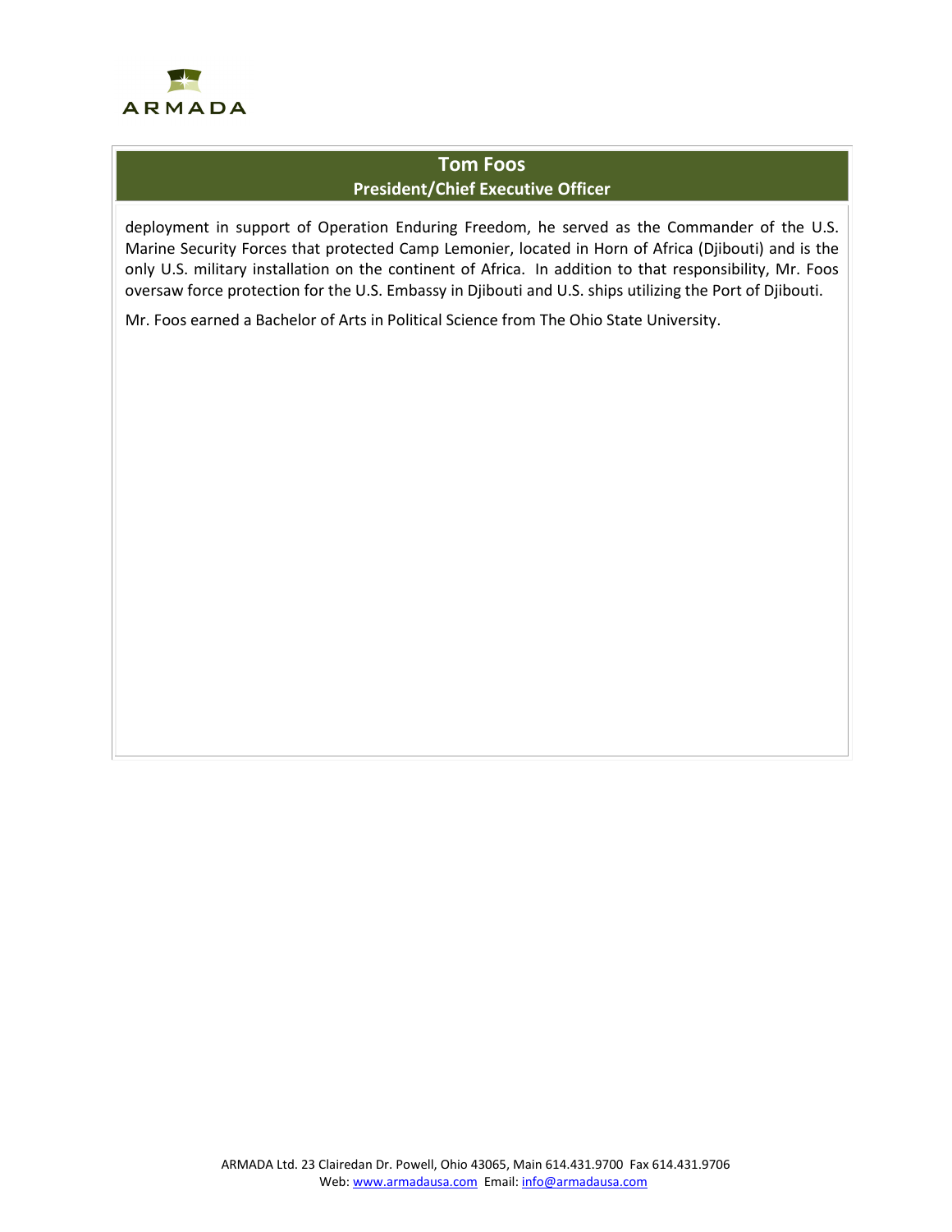## Tom Foos
### President/Chief Executive Officer

deployment in support of Operation Enduring Freedom, he served as the Commander of the U.S. Marine Security Forces that protected Camp Lemonier, located in Horn of Africa (Djibouti) and is the only U.S. military installation on the continent of Africa. In addition to that responsibility, Mr. Foos oversaw force protection for the U.S. Embassy in Djibouti and U.S. ships utilizing the Port of Djibouti.

Mr. Foos earned a Bachelor of Arts in Political Science from The Ohio State University.